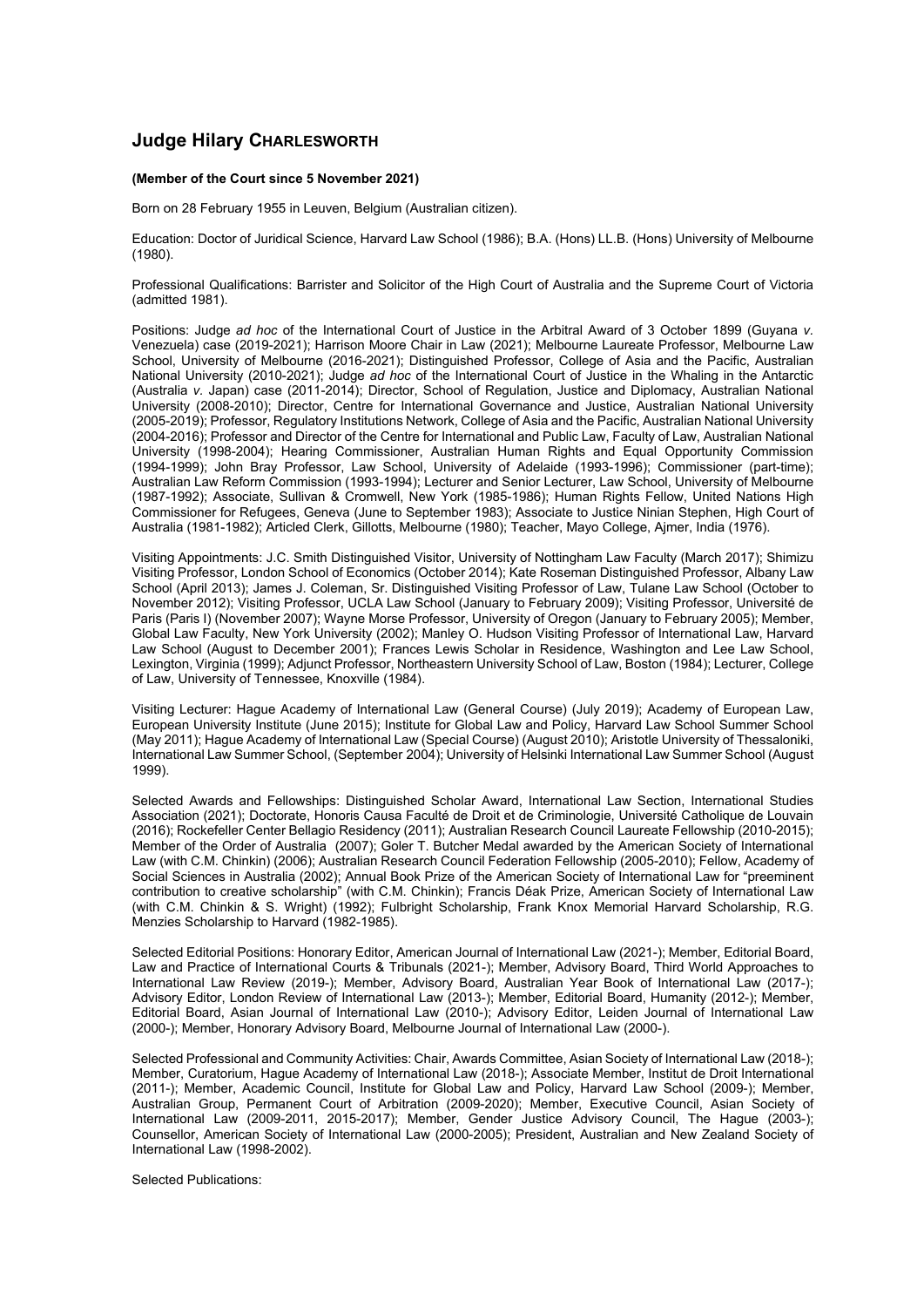## Judge Hilary CHARLESWORTH

**(Member of the Court since 5 November 2021)**

Born on 28 February 1955 in Leuven, Belgium (Australian citizen).

Education: Doctor of Juridical Science, Harvard Law School (1986); B.A. (Hons) LL.B. (Hons) University of Melbourne (1980).

Professional Qualifications: Barrister and Solicitor of the High Court of Australia and the Supreme Court of Victoria (admitted 1981).

Positions: Judge *ad hoc* of the International Court of Justice in the Arbitral Award of 3 October 1899 (Guyana *v.* Venezuela) case (2019-2021); Harrison Moore Chair in Law (2021); Melbourne Laureate Professor, Melbourne Law School, University of Melbourne (2016-2021); Distinguished Professor, College of Asia and the Pacific, Australian National University (2010-2021); Judge *ad hoc* of the International Court of Justice in the Whaling in the Antarctic (Australia *v.* Japan) case (2011-2014); Director, School of Regulation, Justice and Diplomacy, Australian National University (2008-2010); Director, Centre for International Governance and Justice, Australian National University (2005-2019); Professor, Regulatory Institutions Network, College of Asia and the Pacific, Australian National University (2004-2016); Professor and Director of the Centre for International and Public Law, Faculty of Law, Australian National University (1998-2004); Hearing Commissioner, Australian Human Rights and Equal Opportunity Commission (1994-1999); John Bray Professor, Law School, University of Adelaide (1993-1996); Commissioner (part-time); Australian Law Reform Commission (1993-1994); Lecturer and Senior Lecturer, Law School, University of Melbourne (1987-1992); Associate, Sullivan & Cromwell, New York (1985-1986); Human Rights Fellow, United Nations High Commissioner for Refugees, Geneva (June to September 1983); Associate to Justice Ninian Stephen, High Court of Australia (1981-1982); Articled Clerk, Gillotts, Melbourne (1980); Teacher, Mayo College, Ajmer, India (1976).

Visiting Appointments: J.C. Smith Distinguished Visitor, University of Nottingham Law Faculty (March 2017); Shimizu Visiting Professor, London School of Economics (October 2014); Kate Roseman Distinguished Professor, Albany Law School (April 2013); James J. Coleman, Sr. Distinguished Visiting Professor of Law, Tulane Law School (October to November 2012); Visiting Professor, UCLA Law School (January to February 2009); Visiting Professor, Université de Paris (Paris I) (November 2007); Wayne Morse Professor, University of Oregon (January to February 2005); Member, Global Law Faculty, New York University (2002); Manley O. Hudson Visiting Professor of International Law, Harvard Law School (August to December 2001); Frances Lewis Scholar in Residence, Washington and Lee Law School, Lexington, Virginia (1999); Adjunct Professor, Northeastern University School of Law, Boston (1984); Lecturer, College of Law, University of Tennessee, Knoxville (1984).

Visiting Lecturer: Hague Academy of International Law (General Course) (July 2019); Academy of European Law, European University Institute (June 2015); Institute for Global Law and Policy, Harvard Law School Summer School (May 2011); Hague Academy of International Law (Special Course) (August 2010); Aristotle University of Thessaloniki, International Law Summer School, (September 2004); University of Helsinki International Law Summer School (August 1999).

Selected Awards and Fellowships: Distinguished Scholar Award, International Law Section, International Studies Association (2021); Doctorate, Honoris Causa Faculté de Droit et de Criminologie, Université Catholique de Louvain (2016); Rockefeller Center Bellagio Residency (2011); Australian Research Council Laureate Fellowship (2010-2015); Member of the Order of Australia (2007); Goler T. Butcher Medal awarded by the American Society of International Law (with C.M. Chinkin) (2006); Australian Research Council Federation Fellowship (2005-2010); Fellow, Academy of Social Sciences in Australia (2002); Annual Book Prize of the American Society of International Law for "preeminent contribution to creative scholarship" (with C.M. Chinkin); Francis Déak Prize, American Society of International Law (with C.M. Chinkin & S. Wright) (1992); Fulbright Scholarship, Frank Knox Memorial Harvard Scholarship, R.G. Menzies Scholarship to Harvard (1982-1985).

Selected Editorial Positions: Honorary Editor, American Journal of International Law (2021-); Member, Editorial Board, Law and Practice of International Courts & Tribunals (2021-); Member, Advisory Board, Third World Approaches to International Law Review (2019-); Member, Advisory Board, Australian Year Book of International Law (2017-); Advisory Editor, London Review of International Law (2013-); Member, Editorial Board, Humanity (2012-); Member, Editorial Board, Asian Journal of International Law (2010-); Advisory Editor, Leiden Journal of International Law (2000-); Member, Honorary Advisory Board, Melbourne Journal of International Law (2000-).

Selected Professional and Community Activities: Chair, Awards Committee, Asian Society of International Law (2018-); Member, Curatorium, Hague Academy of International Law (2018-); Associate Member, Institut de Droit International (2011-); Member, Academic Council, Institute for Global Law and Policy, Harvard Law School (2009-); Member, Australian Group, Permanent Court of Arbitration (2009-2020); Member, Executive Council, Asian Society of International Law (2009-2011, 2015-2017); Member, Gender Justice Advisory Council, The Hague (2003-); Counsellor, American Society of International Law (2000-2005); President, Australian and New Zealand Society of International Law (1998-2002).

Selected Publications: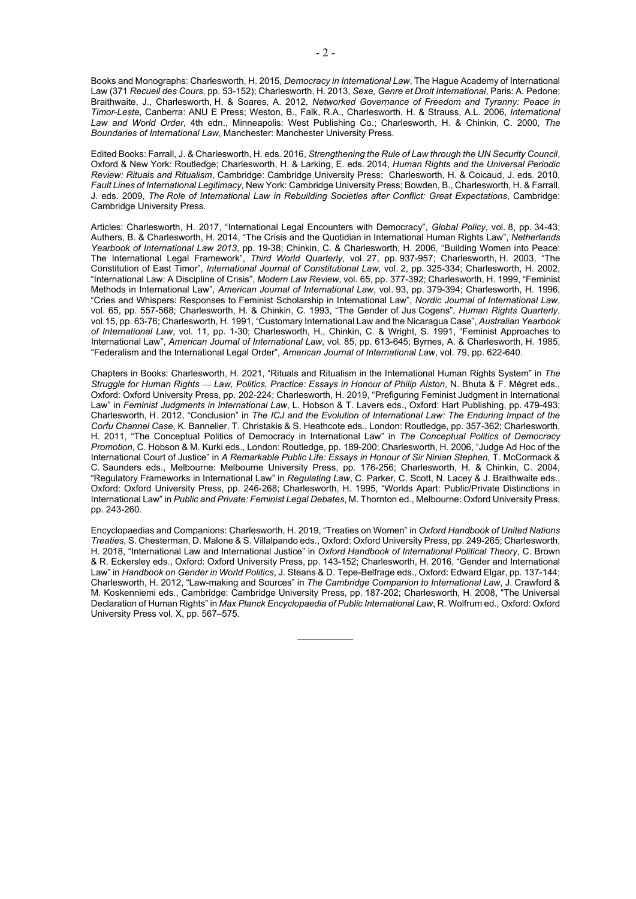Books and Monographs: Charlesworth, H. 2015, *Democracy in International Law*, The Hague Academy of International Law (371 *Recueil des Cours*, pp. 53-152); Charlesworth, H. 2013, *Sexe, Genre et Droit International*, Paris: A. Pedone; Braithwaite, J., Charlesworth, H. & Soares, A. 2012, *Networked Governance of Freedom and Tyranny: Peace in Timor-Leste*, Canberra: ANU E Press; Weston, B., Falk, R.A., Charlesworth, H. & Strauss, A.L. 2006, *International Law and World Order*, 4th edn., Minneapolis: West Publishing Co.; Charlesworth, H. & Chinkin, C. 2000, *The Boundaries of International Law*, Manchester: Manchester University Press.

Edited Books: Farrall, J. & Charlesworth, H. eds. 2016, *Strengthening the Rule of Law through the UN Security Council*, Oxford & New York: Routledge; Charlesworth, H. & Larking, E. eds. 2014, *Human Rights and the Universal Periodic Review: Rituals and Ritualism*, Cambridge: Cambridge University Press; Charlesworth, H. & Coicaud, J. eds. 2010, *Fault Lines of International Legitimacy*, New York: Cambridge University Press; Bowden, B., Charlesworth, H. & Farrall, J. eds. 2009, *The Role of International Law in Rebuilding Societies after Conflict: Great Expectations*, Cambridge: Cambridge University Press.

Articles: Charlesworth, H. 2017, "International Legal Encounters with Democracy", *Global Policy*, vol. 8, pp. 34-43; Authers, B. & Charlesworth, H. 2014, "The Crisis and the Quotidian in International Human Rights Law", *Netherlands Yearbook of International Law 2013*, pp. 19-38; Chinkin, C. & Charlesworth, H. 2006, "Building Women into Peace: The International Legal Framework", *Third World Quarterly*, vol. 27, pp. 937-957; Charlesworth, H. 2003, "The Constitution of East Timor", *International Journal of Constitutional Law*, vol. 2, pp. 325-334; Charlesworth, H. 2002, "International Law: A Discipline of Crisis", *Modern Law Review*, vol. 65, pp. 377-392; Charlesworth, H. 1999, "Feminist Methods in International Law", *American Journal of International Law*, vol. 93, pp. 379-394; Charlesworth, H. 1996, "Cries and Whispers: Responses to Feminist Scholarship in International Law", *Nordic Journal of International Law*, vol. 65, pp. 557-568; Charlesworth, H. & Chinkin, C. 1993, "The Gender of Jus Cogens", *Human Rights Quarterly*, vol.15, pp. 63-76; Charlesworth, H. 1991, "Customary International Law and the Nicaragua Case", *Australian Yearbook of International Law*, vol. 11, pp. 1-30; Charlesworth, H., Chinkin, C. & Wright, S. 1991, "Feminist Approaches to International Law", *American Journal of International Law*, vol. 85, pp. 613-645; Byrnes, A. & Charlesworth, H. 1985, "Federalism and the International Legal Order", *American Journal of International Law*, vol. 79, pp. 622-640.

Chapters in Books: Charlesworth, H. 2021, "Rituals and Ritualism in the International Human Rights System" in *The Struggle for Human Rights — Law, Politics, Practice: Essays in Honour of Philip Alston*, N. Bhuta & F. Mégret eds., Oxford: Oxford University Press, pp. 202-224; Charlesworth, H. 2019, "Prefiguring Feminist Judgment in International Law" in *Feminist Judgments in International Law*, L. Hobson & T. Lavers eds., Oxford: Hart Publishing, pp. 479-493; Charlesworth, H. 2012, "Conclusion" in *The ICJ and the Evolution of International Law: The Enduring Impact of the Corfu Channel Case*, K. Bannelier, T. Christakis & S. Heathcote eds., London: Routledge, pp. 357-362; Charlesworth, H. 2011, "The Conceptual Politics of Democracy in International Law" in *The Conceptual Politics of Democracy Promotion*, C. Hobson & M. Kurki eds., London: Routledge, pp. 189-200; Charlesworth, H. 2006, "Judge Ad Hoc of the International Court of Justice" in *A Remarkable Public Life: Essays in Honour of Sir Ninian Stephen*, T. McCormack & C. Saunders eds., Melbourne: Melbourne University Press, pp. 176-256; Charlesworth, H. & Chinkin, C. 2004, "Regulatory Frameworks in International Law" in *Regulating Law*, C. Parker, C. Scott, N. Lacey & J. Braithwaite eds., Oxford: Oxford University Press, pp. 246-268; Charlesworth, H. 1995, "Worlds Apart: Public/Private Distinctions in International Law" in *Public and Private: Feminist Legal Debates*, M. Thornton ed., Melbourne: Oxford University Press, pp. 243-260.

Encyclopaedias and Companions: Charlesworth, H. 2019, "Treaties on Women" in *Oxford Handbook of United Nations Treaties*, S. Chesterman, D. Malone & S. Villalpando eds., Oxford: Oxford University Press, pp. 249-265; Charlesworth, H. 2018, "International Law and International Justice" in *Oxford Handbook of International Political Theory*, C. Brown & R. Eckersley eds., Oxford: Oxford University Press, pp. 143-152; Charlesworth, H. 2016, "Gender and International Law" in *Handbook on Gender in World Politics*, J. Steans & D. Tepe-Belfrage eds., Oxford: Edward Elgar, pp. 137-144; Charlesworth, H. 2012, "Law-making and Sources" in *The Cambridge Companion to International Law*, J. Crawford & M. Koskenniemi eds., Cambridge: Cambridge University Press, pp. 187-202; Charlesworth, H. 2008, "The Universal Declaration of Human Rights" in *Max Planck Encyclopaedia of Public International Law*, R. Wolfrum ed., Oxford: Oxford University Press vol. X, pp. 567–575.

---